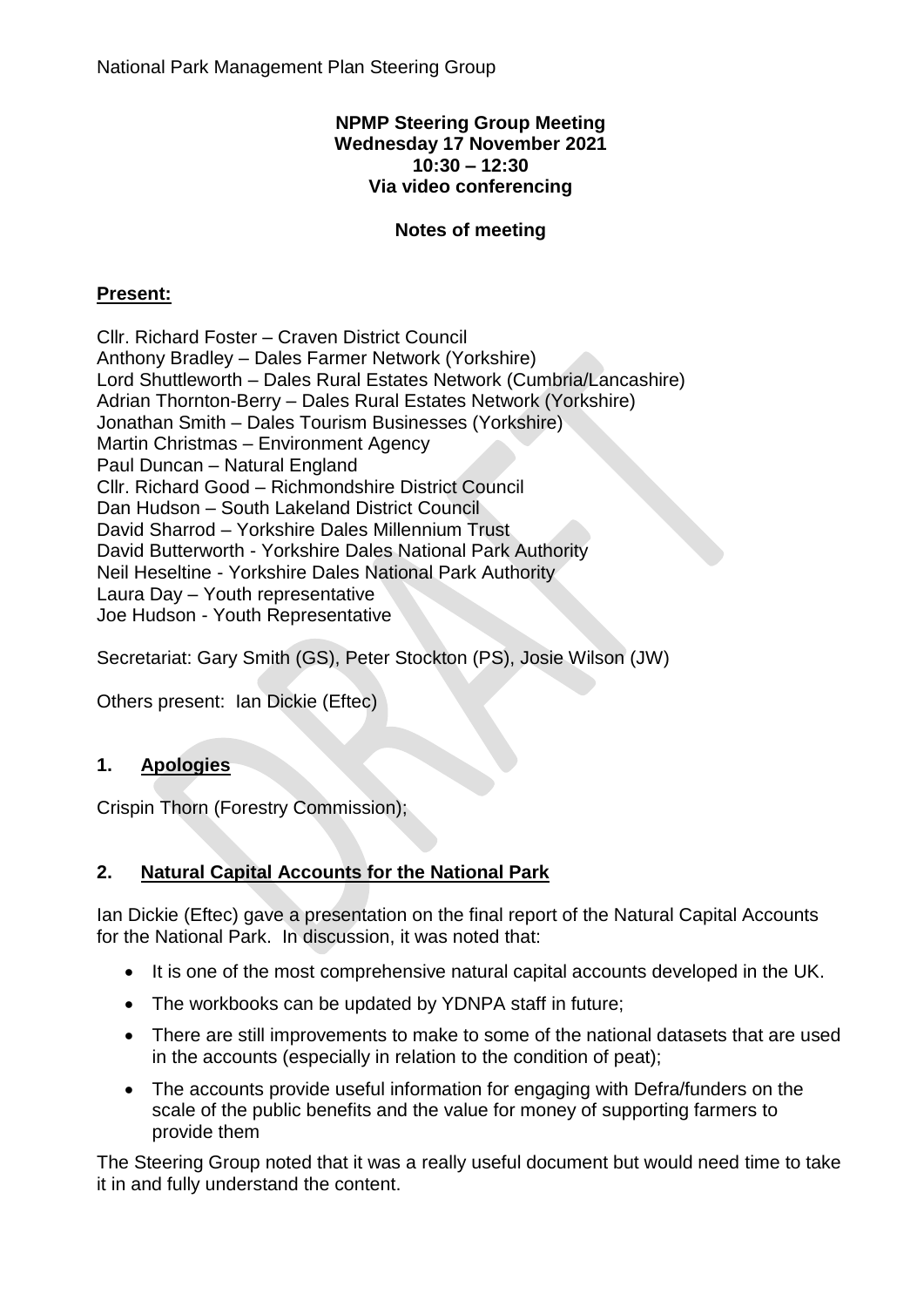National Park Management Plan Steering Group

**NPMP Steering Group Meeting**
**Wednesday 17 November 2021**
**10:30 – 12:30**
**Via video conferencing**

**Notes of meeting**

**Present:**

Cllr. Richard Foster – Craven District Council
Anthony Bradley – Dales Farmer Network (Yorkshire)
Lord Shuttleworth – Dales Rural Estates Network (Cumbria/Lancashire)
Adrian Thornton-Berry – Dales Rural Estates Network (Yorkshire)
Jonathan Smith – Dales Tourism Businesses (Yorkshire)
Martin Christmas – Environment Agency
Paul Duncan – Natural England
Cllr. Richard Good – Richmondshire District Council
Dan Hudson – South Lakeland District Council
David Sharrod – Yorkshire Dales Millennium Trust
David Butterworth - Yorkshire Dales National Park Authority
Neil Heseltine - Yorkshire Dales National Park Authority
Laura Day – Youth representative
Joe Hudson - Youth Representative

Secretariat: Gary Smith (GS), Peter Stockton (PS), Josie Wilson (JW)

Others present: Ian Dickie (Eftec)

## 1. Apologies

Crispin Thorn (Forestry Commission);

## 2. Natural Capital Accounts for the National Park

Ian Dickie (Eftec) gave a presentation on the final report of the Natural Capital Accounts for the National Park. In discussion, it was noted that:

- It is one of the most comprehensive natural capital accounts developed in the UK.
- The workbooks can be updated by YDNPA staff in future;
- There are still improvements to make to some of the national datasets that are used in the accounts (especially in relation to the condition of peat);
- The accounts provide useful information for engaging with Defra/funders on the scale of the public benefits and the value for money of supporting farmers to provide them

The Steering Group noted that it was a really useful document but would need time to take it in and fully understand the content.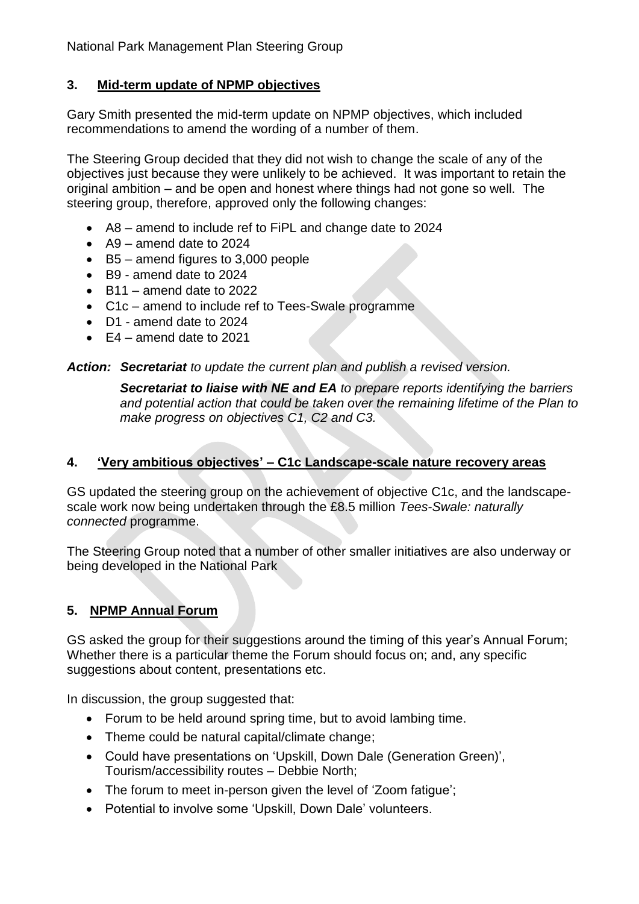## 3. Mid-term update of NPMP objectives

Gary Smith presented the mid-term update on NPMP objectives, which included recommendations to amend the wording of a number of them.

The Steering Group decided that they did not wish to change the scale of any of the objectives just because they were unlikely to be achieved. It was important to retain the original ambition – and be open and honest where things had not gone so well. The steering group, therefore, approved only the following changes:

- A8 – amend to include ref to FiPL and change date to 2024
- A9 – amend date to 2024
- B5 – amend figures to 3,000 people
- B9 - amend date to 2024
- B11 – amend date to 2022
- C1c – amend to include ref to Tees-Swale programme
- D1 - amend date to 2024
- E4 – amend date to 2021

***Action: Secretariat*** *to update the current plan and publish a revised version.*

***Secretariat to liaise with NE and EA*** *to prepare reports identifying the barriers and potential action that could be taken over the remaining lifetime of the Plan to make progress on objectives C1, C2 and C3.*

## 4. 'Very ambitious objectives' – C1c Landscape-scale nature recovery areas

GS updated the steering group on the achievement of objective C1c, and the landscape-scale work now being undertaken through the £8.5 million *Tees-Swale: naturally connected* programme.

The Steering Group noted that a number of other smaller initiatives are also underway or being developed in the National Park

## 5. NPMP Annual Forum

GS asked the group for their suggestions around the timing of this year's Annual Forum; Whether there is a particular theme the Forum should focus on; and, any specific suggestions about content, presentations etc.

In discussion, the group suggested that:

- Forum to be held around spring time, but to avoid lambing time.
- Theme could be natural capital/climate change;
- Could have presentations on 'Upskill, Down Dale (Generation Green)', Tourism/accessibility routes – Debbie North;
- The forum to meet in-person given the level of 'Zoom fatigue';
- Potential to involve some 'Upskill, Down Dale' volunteers.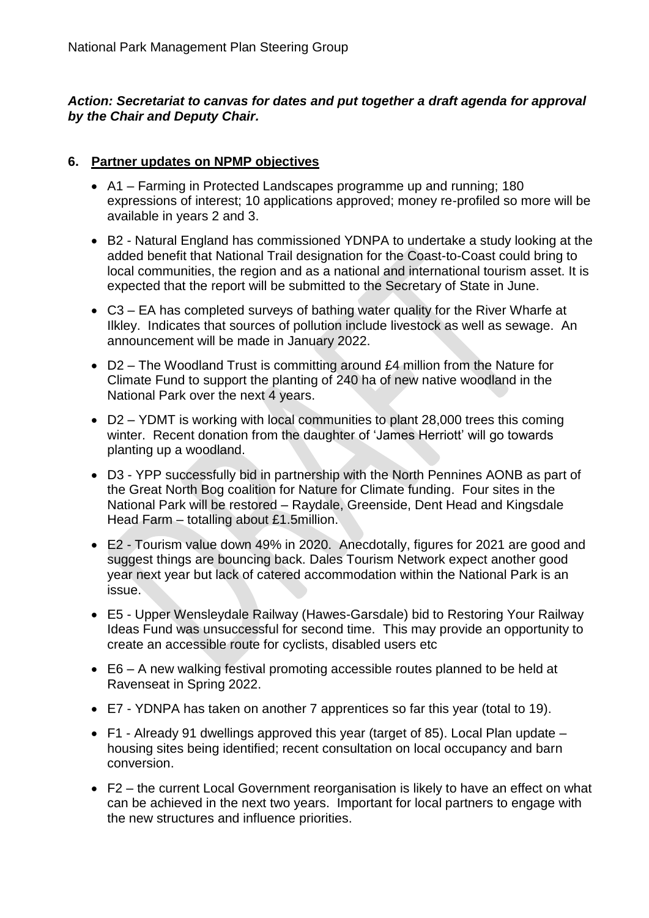***Action: Secretariat to canvas for dates and put together a draft agenda for approval by the Chair and Deputy Chair.***

**6. Partner updates on NPMP objectives**

- A1 – Farming in Protected Landscapes programme up and running; 180 expressions of interest; 10 applications approved; money re-profiled so more will be available in years 2 and 3.
- B2 - Natural England has commissioned YDNPA to undertake a study looking at the added benefit that National Trail designation for the Coast-to-Coast could bring to local communities, the region and as a national and international tourism asset. It is expected that the report will be submitted to the Secretary of State in June.
- C3 – EA has completed surveys of bathing water quality for the River Wharfe at Ilkley. Indicates that sources of pollution include livestock as well as sewage. An announcement will be made in January 2022.
- D2 – The Woodland Trust is committing around £4 million from the Nature for Climate Fund to support the planting of 240 ha of new native woodland in the National Park over the next 4 years.
- D2 – YDMT is working with local communities to plant 28,000 trees this coming winter. Recent donation from the daughter of 'James Herriott' will go towards planting up a woodland.
- D3 - YPP successfully bid in partnership with the North Pennines AONB as part of the Great North Bog coalition for Nature for Climate funding. Four sites in the National Park will be restored – Raydale, Greenside, Dent Head and Kingsdale Head Farm – totalling about £1.5million.
- E2 - Tourism value down 49% in 2020. Anecdotally, figures for 2021 are good and suggest things are bouncing back. Dales Tourism Network expect another good year next year but lack of catered accommodation within the National Park is an issue.
- E5 - Upper Wensleydale Railway (Hawes-Garsdale) bid to Restoring Your Railway Ideas Fund was unsuccessful for second time. This may provide an opportunity to create an accessible route for cyclists, disabled users etc
- E6 – A new walking festival promoting accessible routes planned to be held at Ravenseat in Spring 2022.
- E7 - YDNPA has taken on another 7 apprentices so far this year (total to 19).
- F1 - Already 91 dwellings approved this year (target of 85). Local Plan update – housing sites being identified; recent consultation on local occupancy and barn conversion.
- F2 – the current Local Government reorganisation is likely to have an effect on what can be achieved in the next two years. Important for local partners to engage with the new structures and influence priorities.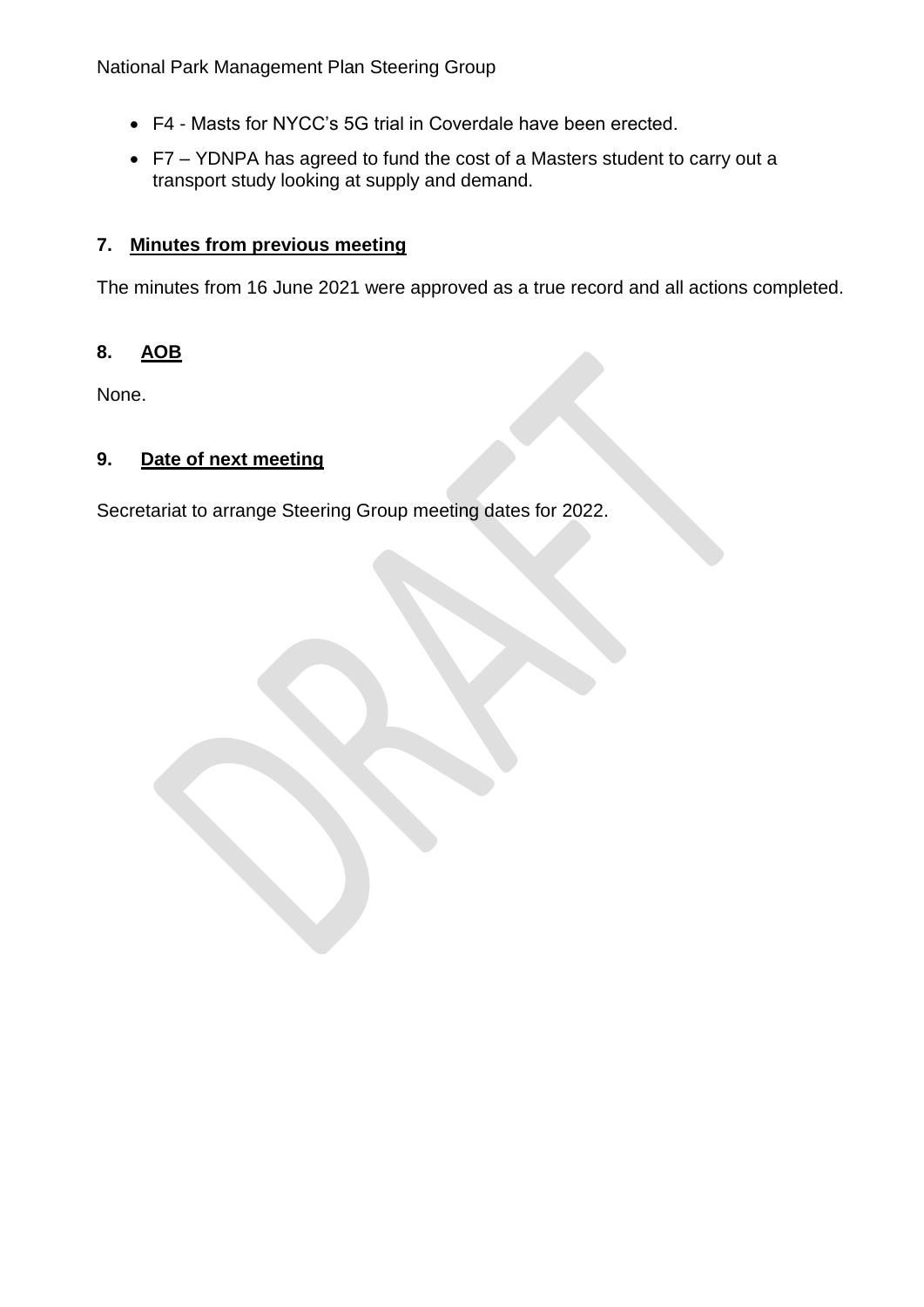- F4 - Masts for NYCC's 5G trial in Coverdale have been erected.
- F7 – YDNPA has agreed to fund the cost of a Masters student to carry out a transport study looking at supply and demand.

## 7. Minutes from previous meeting

The minutes from 16 June 2021 were approved as a true record and all actions completed.

## 8. AOB

None.

## 9. Date of next meeting

Secretariat to arrange Steering Group meeting dates for 2022.